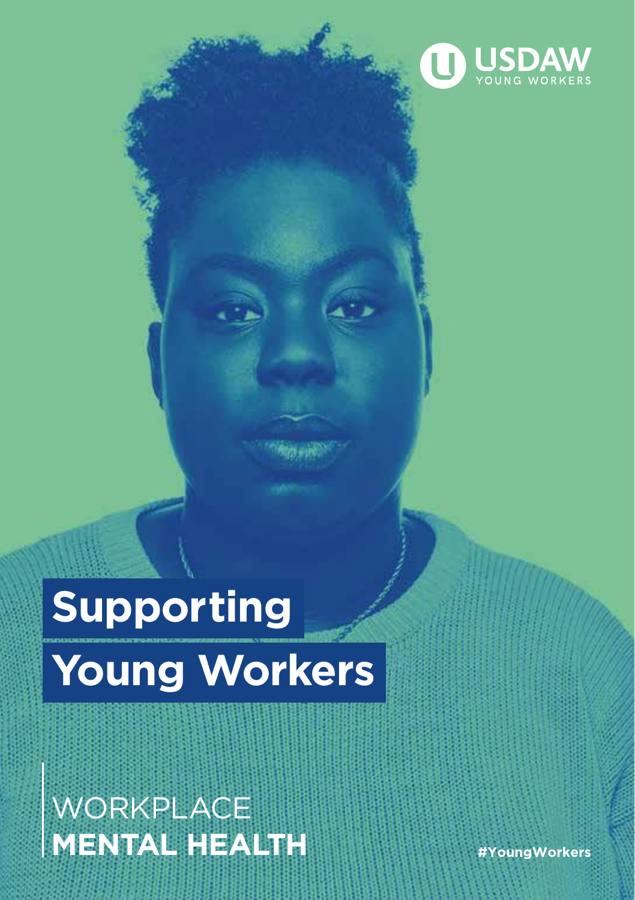USDAW YOUNG WORKERS

# Supporting Young Workers

WORKPLACE
**MENTAL HEALTH**

#YoungWorkers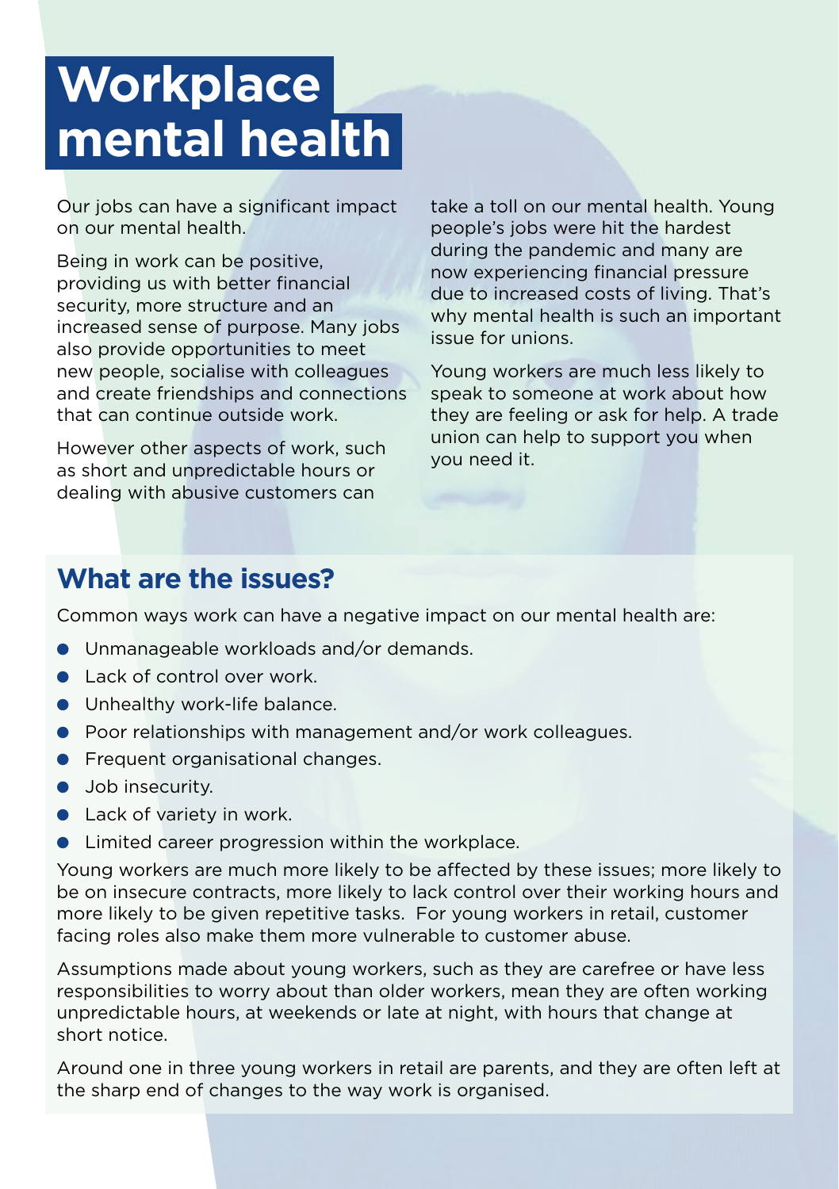# Workplace mental health

Our jobs can have a significant impact on our mental health.

Being in work can be positive, providing us with better financial security, more structure and an increased sense of purpose. Many jobs also provide opportunities to meet new people, socialise with colleagues and create friendships and connections that can continue outside work.

However other aspects of work, such as short and unpredictable hours or dealing with abusive customers can take a toll on our mental health. Young people's jobs were hit the hardest during the pandemic and many are now experiencing financial pressure due to increased costs of living. That's why mental health is such an important issue for unions.

Young workers are much less likely to speak to someone at work about how they are feeling or ask for help. A trade union can help to support you when you need it.

## What are the issues?

Common ways work can have a negative impact on our mental health are:

- Unmanageable workloads and/or demands.
- Lack of control over work.
- Unhealthy work-life balance.
- Poor relationships with management and/or work colleagues.
- Frequent organisational changes.
- Job insecurity.
- Lack of variety in work.
- Limited career progression within the workplace.

Young workers are much more likely to be affected by these issues; more likely to be on insecure contracts, more likely to lack control over their working hours and more likely to be given repetitive tasks. For young workers in retail, customer facing roles also make them more vulnerable to customer abuse.

Assumptions made about young workers, such as they are carefree or have less responsibilities to worry about than older workers, mean they are often working unpredictable hours, at weekends or late at night, with hours that change at short notice.

Around one in three young workers in retail are parents, and they are often left at the sharp end of changes to the way work is organised.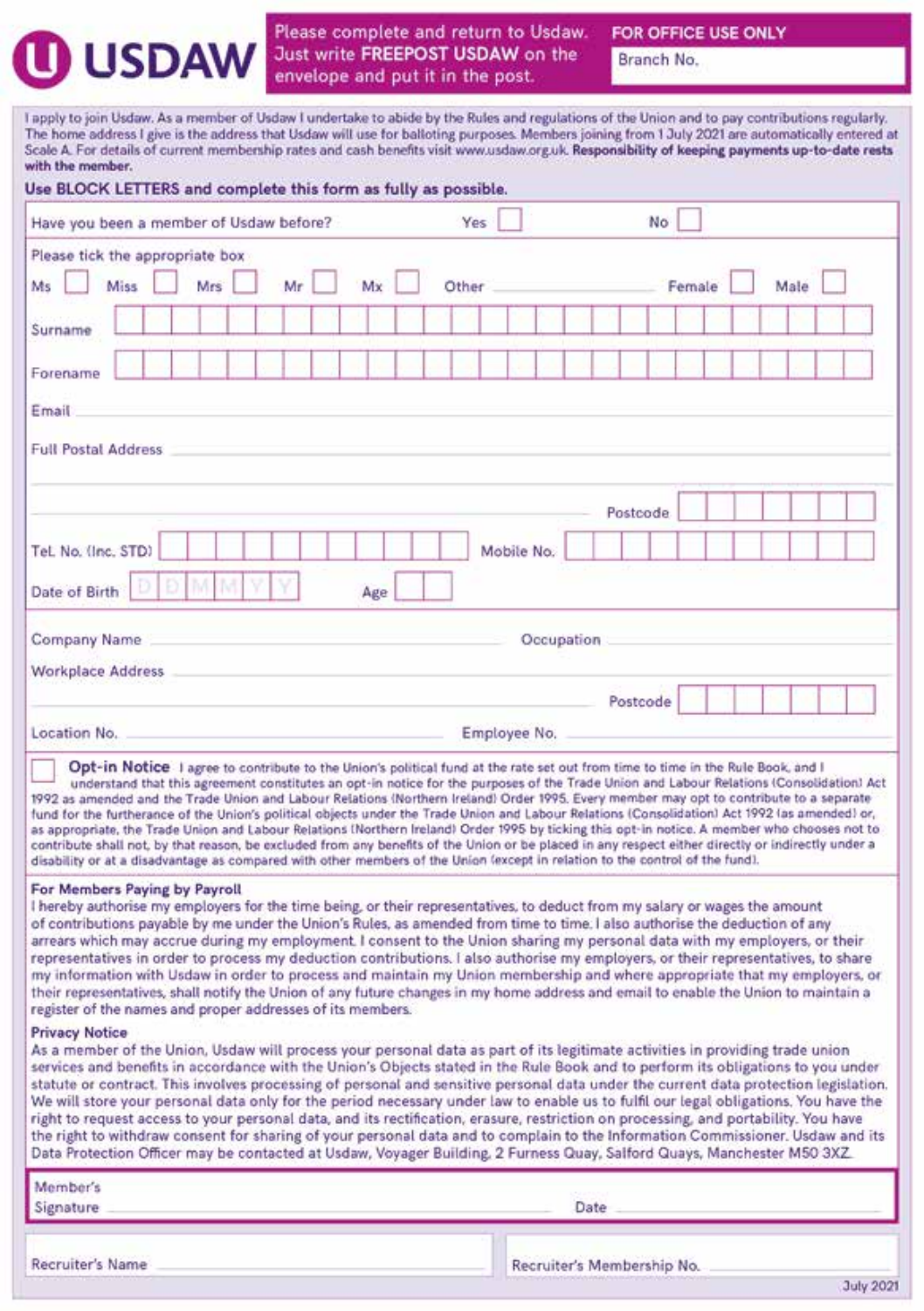# USDAW

**Please complete and return to Usdaw. Just write FREEPOST USDAW on the envelope and put it in the post.**

**FOR OFFICE USE ONLY**

Branch No.

I apply to join Usdaw. As a member of Usdaw I undertake to abide by the Rules and regulations of the Union and to pay contributions regularly. The home address I give is the address that Usdaw will use for balloting purposes. Members joining from 1 July 2021 are automatically entered at Scale A. For details of current membership rates and cash benefits visit www.usdaw.org.uk. **Responsibility of keeping payments up-to-date rests with the member.**

**Use BLOCK LETTERS and complete this form as fully as possible.**

Have you been a member of Usdaw before? Yes ☐ No ☐

Please tick the appropriate box

Ms ☐ Miss ☐ Mrs ☐ Mr ☐ Mx ☐ Other ________ Female ☐ Male ☐

Surname

Forename

Email

Full Postal Address

Postcode

Tel. No. (inc. STD) Mobile No.

Date of Birth DD MM YY Age

Company Name Occupation

Workplace Address

Postcode

Location No. Employee No.

☐ **Opt-in Notice** I agree to contribute to the Union's political fund at the rate set out from time to time in the Rule Book, and I understand that this agreement constitutes an opt-in notice for the purposes of the Trade Union and Labour Relations (Consolidation) Act 1992 as amended and the Trade Union and Labour Relations (Northern Ireland) Order 1995. Every member may opt to contribute to a separate fund for the furtherance of the Union's political objects under the Trade Union and Labour Relations (Consolidation) Act 1992 (as amended) or, as appropriate, the Trade Union and Labour Relations (Northern Ireland) Order 1995 by ticking this opt-in notice. A member who chooses not to contribute shall not, by that reason, be excluded from any benefits of the Union or be placed in any respect either directly or indirectly under a disability or at a disadvantage as compared with other members of the Union (except in relation to the control of the fund).

**For Members Paying by Payroll**

I hereby authorise my employers for the time being, or their representatives, to deduct from my salary or wages the amount of contributions payable by me under the Union's Rules, as amended from time to time. I also authorise the deduction of any arrears which may accrue during my employment. I consent to the Union sharing my personal data with my employers, or their representatives in order to process my deduction contributions. I also authorise my employers, or their representatives, to share my information with Usdaw in order to process and maintain my Union membership and where appropriate that my employers, or their representatives, shall notify the Union of any future changes in my home address and email to enable the Union to maintain a register of the names and proper addresses of its members.

**Privacy Notice**

As a member of the Union, Usdaw will process your personal data as part of its legitimate activities in providing trade union services and benefits in accordance with the Union's Objects stated in the Rule Book and to perform its obligations to you under statute or contract. This involves processing of personal and sensitive personal data under the current data protection legislation. We will store your personal data only for the period necessary under law to enable us to fulfil our legal obligations. You have the right to request access to your personal data, and its rectification, erasure, restriction on processing, and portability. You have the right to withdraw consent for sharing of your personal data and to complain to the Information Commissioner. Usdaw and its Data Protection Officer may be contacted at Usdaw, Voyager Building, 2 Furness Quay, Salford Quays, Manchester M50 3XZ.

Member's Signature ________ Date ________

Recruiter's Name ________ Recruiter's Membership No. ________

July 2021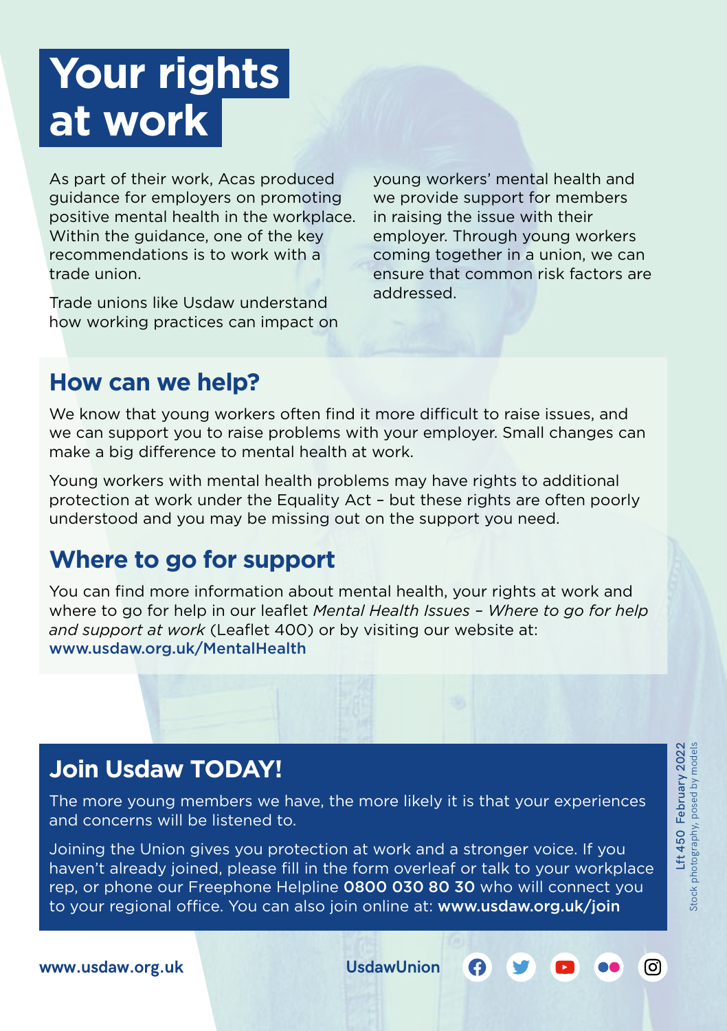# Your rights at work

As part of their work, Acas produced guidance for employers on promoting positive mental health in the workplace. Within the guidance, one of the key recommendations is to work with a trade union.

Trade unions like Usdaw understand how working practices can impact on young workers' mental health and we provide support for members in raising the issue with their employer. Through young workers coming together in a union, we can ensure that common risk factors are addressed.

## How can we help?

We know that young workers often find it more difficult to raise issues, and we can support you to raise problems with your employer. Small changes can make a big difference to mental health at work.

Young workers with mental health problems may have rights to additional protection at work under the Equality Act – but these rights are often poorly understood and you may be missing out on the support you need.

## Where to go for support

You can find more information about mental health, your rights at work and where to go for help in our leaflet *Mental Health Issues – Where to go for help and support at work* (Leaflet 400) or by visiting our website at: **www.usdaw.org.uk/MentalHealth**

## Join Usdaw TODAY!

The more young members we have, the more likely it is that your experiences and concerns will be listened to.

Joining the Union gives you protection at work and a stronger voice. If you haven't already joined, please fill in the form overleaf or talk to your workplace rep, or phone our Freephone Helpline **0800 030 80 30** who will connect you to your regional office. You can also join online at: **www.usdaw.org.uk/join**

Lft 450 February 2022
Stock photography, posed by models

**www.usdaw.org.uk** **UsdawUnion**